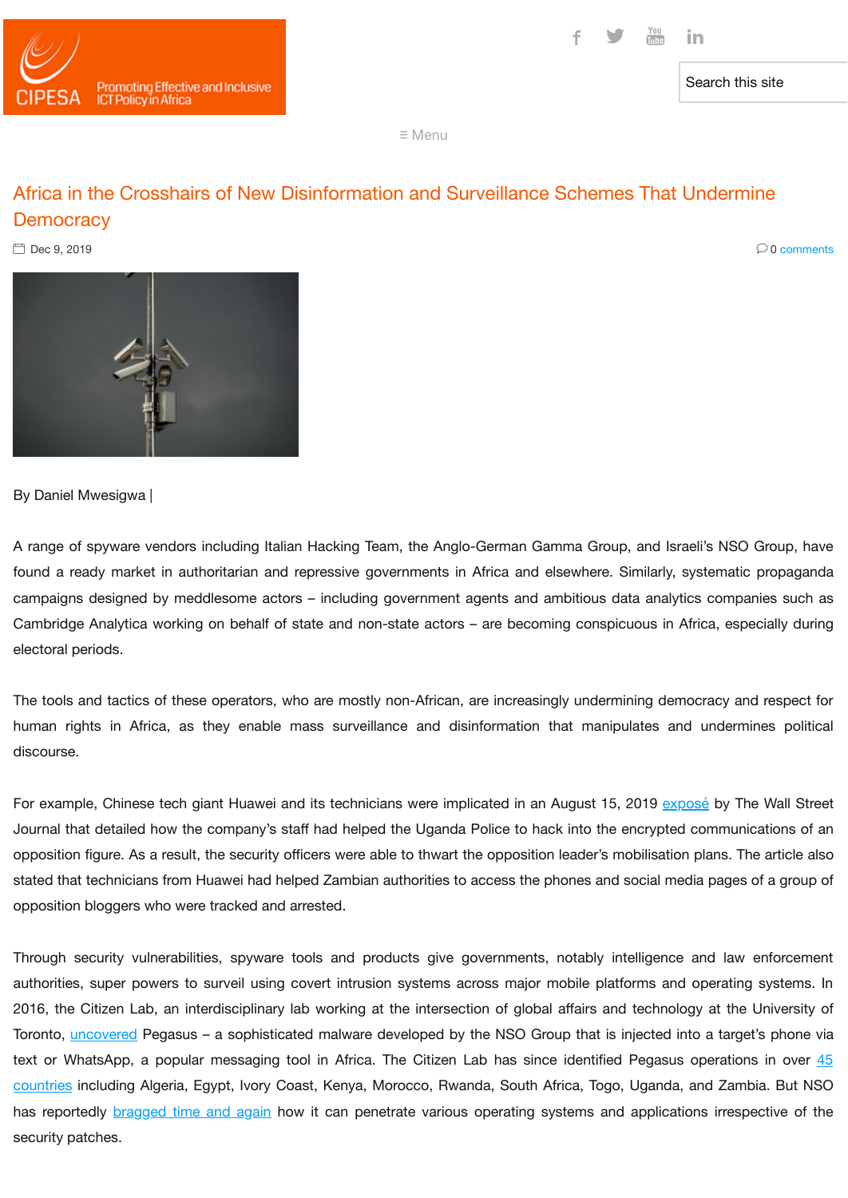# Africa in the Crosshairs of New Disinformation and Surveillance Schemes That Undermine Democracy

Dec 9, 2019

0 comments

By Daniel Mwesigwa |

A range of spyware vendors including Italian Hacking Team, the Anglo-German Gamma Group, and Israeli's NSO Group, have found a ready market in authoritarian and repressive governments in Africa and elsewhere. Similarly, systematic propaganda campaigns designed by meddlesome actors – including government agents and ambitious data analytics companies such as Cambridge Analytica working on behalf of state and non-state actors – are becoming conspicuous in Africa, especially during electoral periods.

The tools and tactics of these operators, who are mostly non-African, are increasingly undermining democracy and respect for human rights in Africa, as they enable mass surveillance and disinformation that manipulates and undermines political discourse.

For example, Chinese tech giant Huawei and its technicians were implicated in an August 15, 2019 exposé by The Wall Street Journal that detailed how the company's staff had helped the Uganda Police to hack into the encrypted communications of an opposition figure. As a result, the security officers were able to thwart the opposition leader's mobilisation plans. The article also stated that technicians from Huawei had helped Zambian authorities to access the phones and social media pages of a group of opposition bloggers who were tracked and arrested.

Through security vulnerabilities, spyware tools and products give governments, notably intelligence and law enforcement authorities, super powers to surveil using covert intrusion systems across major mobile platforms and operating systems. In 2016, the Citizen Lab, an interdisciplinary lab working at the intersection of global affairs and technology at the University of Toronto, uncovered Pegasus – a sophisticated malware developed by the NSO Group that is injected into a target's phone via text or WhatsApp, a popular messaging tool in Africa. The Citizen Lab has since identified Pegasus operations in over 45 countries including Algeria, Egypt, Ivory Coast, Kenya, Morocco, Rwanda, South Africa, Togo, Uganda, and Zambia. But NSO has reportedly bragged time and again how it can penetrate various operating systems and applications irrespective of the security patches.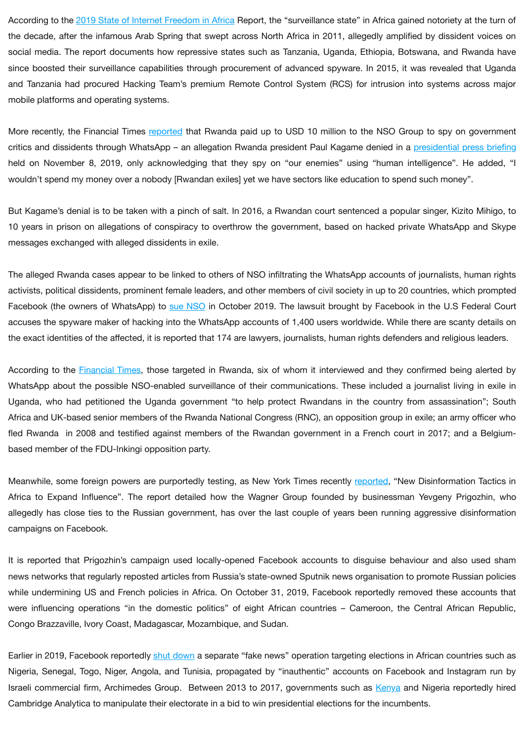According to the 2019 State of Internet Freedom in Africa Report, the "surveillance state" in Africa gained notoriety at the turn of the decade, after the infamous Arab Spring that swept across North Africa in 2011, allegedly amplified by dissident voices on social media. The report documents how repressive states such as Tanzania, Uganda, Ethiopia, Botswana, and Rwanda have since boosted their surveillance capabilities through procurement of advanced spyware. In 2015, it was revealed that Uganda and Tanzania had procured Hacking Team's premium Remote Control System (RCS) for intrusion into systems across major mobile platforms and operating systems.

More recently, the Financial Times reported that Rwanda paid up to USD 10 million to the NSO Group to spy on government critics and dissidents through WhatsApp – an allegation Rwanda president Paul Kagame denied in a presidential press briefing held on November 8, 2019, only acknowledging that they spy on "our enemies" using "human intelligence". He added, "I wouldn't spend my money over a nobody [Rwandan exiles] yet we have sectors like education to spend such money".

But Kagame's denial is to be taken with a pinch of salt. In 2016, a Rwandan court sentenced a popular singer, Kizito Mihigo, to 10 years in prison on allegations of conspiracy to overthrow the government, based on hacked private WhatsApp and Skype messages exchanged with alleged dissidents in exile.

The alleged Rwanda cases appear to be linked to others of NSO infiltrating the WhatsApp accounts of journalists, human rights activists, political dissidents, prominent female leaders, and other members of civil society in up to 20 countries, which prompted Facebook (the owners of WhatsApp) to sue NSO in October 2019. The lawsuit brought by Facebook in the U.S Federal Court accuses the spyware maker of hacking into the WhatsApp accounts of 1,400 users worldwide. While there are scanty details on the exact identities of the affected, it is reported that 174 are lawyers, journalists, human rights defenders and religious leaders.

According to the Financial Times, those targeted in Rwanda, six of whom it interviewed and they confirmed being alerted by WhatsApp about the possible NSO-enabled surveillance of their communications. These included a journalist living in exile in Uganda, who had petitioned the Uganda government "to help protect Rwandans in the country from assassination"; South Africa and UK-based senior members of the Rwanda National Congress (RNC), an opposition group in exile; an army officer who fled Rwanda in 2008 and testified against members of the Rwandan government in a French court in 2017; and a Belgium-based member of the FDU-Inkingi opposition party.

Meanwhile, some foreign powers are purportedly testing, as New York Times recently reported, "New Disinformation Tactics in Africa to Expand Influence". The report detailed how the Wagner Group founded by businessman Yevgeny Prigozhin, who allegedly has close ties to the Russian government, has over the last couple of years been running aggressive disinformation campaigns on Facebook.

It is reported that Prigozhin's campaign used locally-opened Facebook accounts to disguise behaviour and also used sham news networks that regularly reposted articles from Russia's state-owned Sputnik news organisation to promote Russian policies while undermining US and French policies in Africa. On October 31, 2019, Facebook reportedly removed these accounts that were influencing operations "in the domestic politics" of eight African countries – Cameroon, the Central African Republic, Congo Brazzaville, Ivory Coast, Madagascar, Mozambique, and Sudan.

Earlier in 2019, Facebook reportedly shut down a separate "fake news" operation targeting elections in African countries such as Nigeria, Senegal, Togo, Niger, Angola, and Tunisia, propagated by "inauthentic" accounts on Facebook and Instagram run by Israeli commercial firm, Archimedes Group. Between 2013 to 2017, governments such as Kenya and Nigeria reportedly hired Cambridge Analytica to manipulate their electorate in a bid to win presidential elections for the incumbents.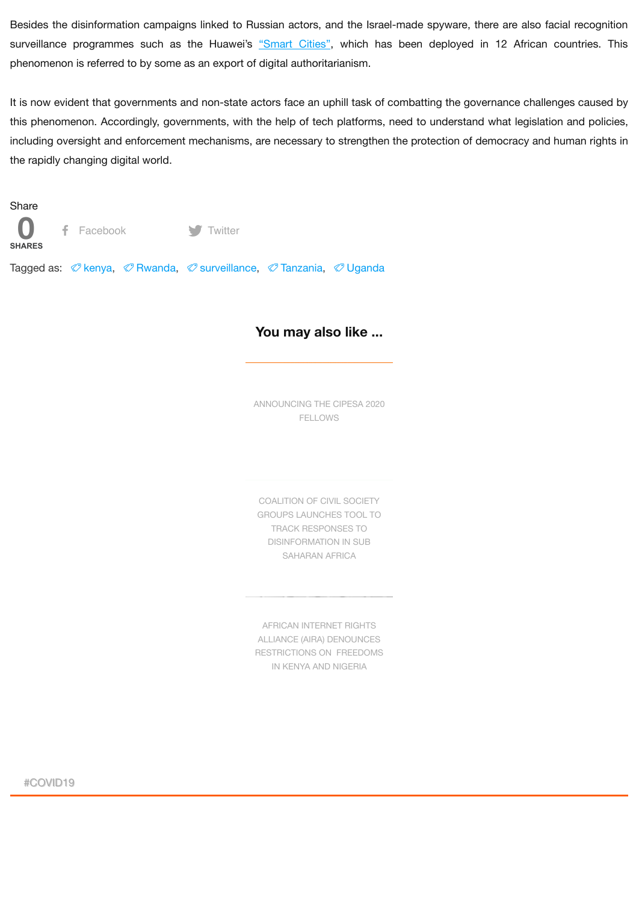Besides the disinformation campaigns linked to Russian actors, and the Israel-made spyware, there are also facial recognition surveillance programmes such as the Huawei's "Smart Cities", which has been deployed in 12 African countries. This phenomenon is referred to by some as an export of digital authoritarianism.

It is now evident that governments and non-state actors face an uphill task of combatting the governance challenges caused by this phenomenon. Accordingly, governments, with the help of tech platforms, need to understand what legislation and policies, including oversight and enforcement mechanisms, are necessary to strengthen the protection of democracy and human rights in the rapidly changing digital world.

Share

0
SHARES

Facebook Twitter

Tagged as: kenya, Rwanda, surveillance, Tanzania, Uganda

## You may also like ...

ANNOUNCING THE CIPESA 2020 FELLOWS

COALITION OF CIVIL SOCIETY GROUPS LAUNCHES TOOL TO TRACK RESPONSES TO DISINFORMATION IN SUB SAHARAN AFRICA

AFRICAN INTERNET RIGHTS ALLIANCE (AIRA) DENOUNCES RESTRICTIONS ON FREEDOMS IN KENYA AND NIGERIA

#COVID19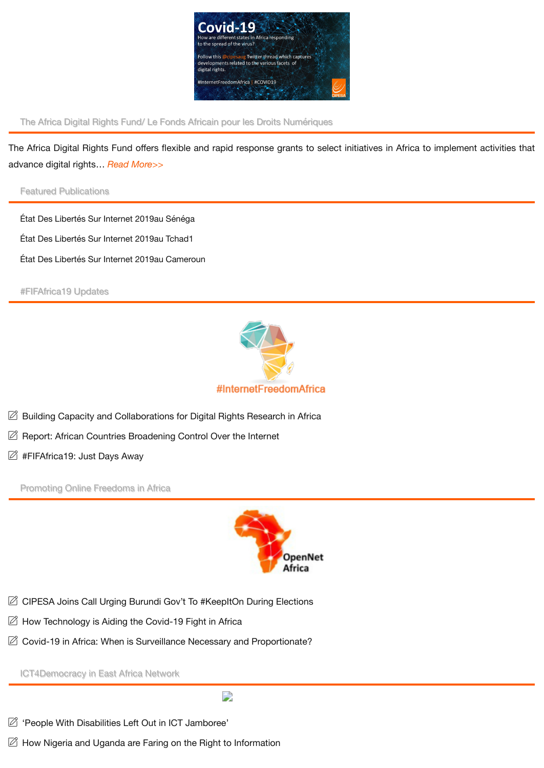## The Africa Digital Rights Fund/ Le Fonds Africain pour les Droits Numériques

The Africa Digital Rights Fund offers flexible and rapid response grants to select initiatives in Africa to implement activities that advance digital rights… *Read More>>*

## Featured Publications

État Des Libertés Sur Internet 2019au Sénéga

État Des Libertés Sur Internet 2019au Tchad1

État Des Libertés Sur Internet 2019au Cameroun

## #FIFAfrica19 Updates

- Building Capacity and Collaborations for Digital Rights Research in Africa
- Report: African Countries Broadening Control Over the Internet
- #FIFAfrica19: Just Days Away

## Promoting Online Freedoms in Africa

- CIPESA Joins Call Urging Burundi Gov't To #KeepItOn During Elections
- How Technology is Aiding the Covid-19 Fight in Africa
- Covid-19 in Africa: When is Surveillance Necessary and Proportionate?

## ICT4Democracy in East Africa Network

- 'People With Disabilities Left Out in ICT Jamboree'
- How Nigeria and Uganda are Faring on the Right to Information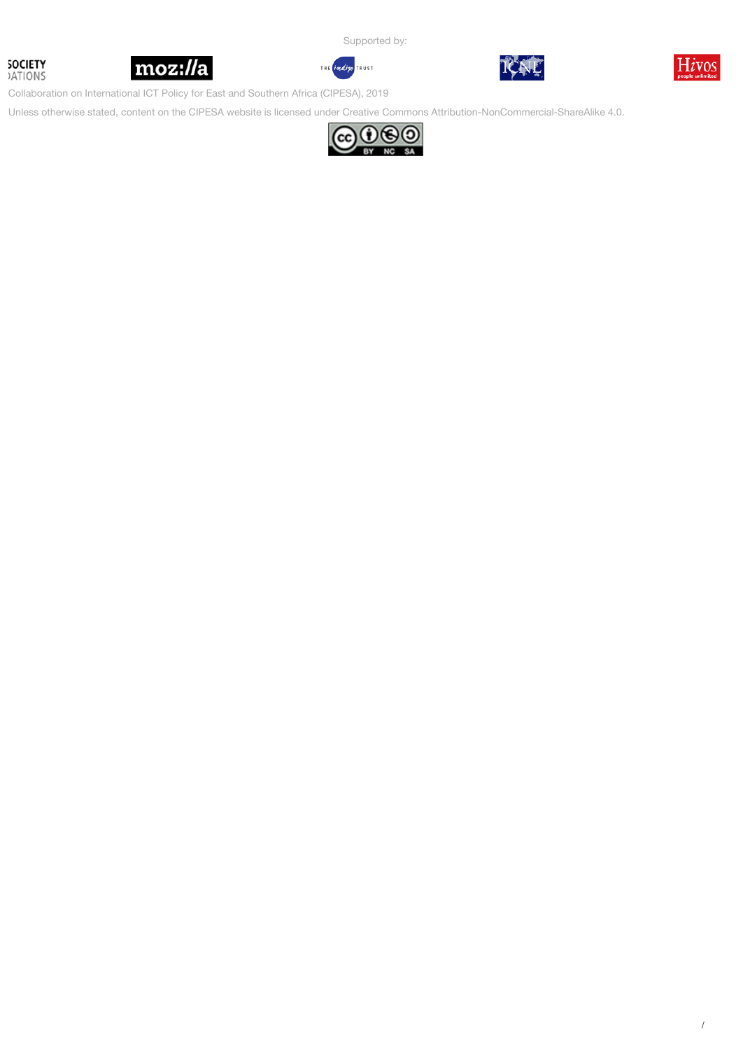Supported by:

SOCIETY
ATIONS

Collaboration on International ICT Policy for East and Southern Africa (CIPESA), 2019

Unless otherwise stated, content on the CIPESA website is licensed under Creative Commons Attribution-NonCommercial-ShareAlike 4.0.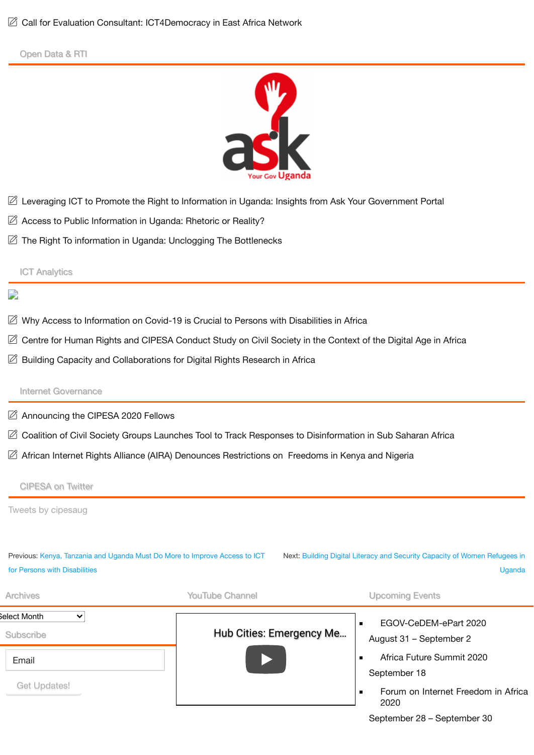Call for Evaluation Consultant: ICT4Democracy in East Africa Network

## Open Data & RTI

Leveraging ICT to Promote the Right to Information in Uganda: Insights from Ask Your Government Portal

Access to Public Information in Uganda: Rhetoric or Reality?

The Right To information in Uganda: Unclogging The Bottlenecks

## ICT Analytics

Why Access to Information on Covid-19 is Crucial to Persons with Disabilities in Africa

Centre for Human Rights and CIPESA Conduct Study on Civil Society in the Context of the Digital Age in Africa

Building Capacity and Collaborations for Digital Rights Research in Africa

## Internet Governance

Announcing the CIPESA 2020 Fellows

Coalition of Civil Society Groups Launches Tool to Track Responses to Disinformation in Sub Saharan Africa

African Internet Rights Alliance (AIRA) Denounces Restrictions on Freedoms in Kenya and Nigeria

## CIPESA on Twitter

Tweets by cipesaug

Previous: Kenya, Tanzania and Uganda Must Do More to Improve Access to ICT for Persons with Disabilities

Next: Building Digital Literacy and Security Capacity of Women Refugees in Uganda

## Archives

Select Month

## Subscribe

Email

Get Updates!

## YouTube Channel

Hub Cities: Emergency Me...

## Upcoming Events

- EGOV-CeDEM-ePart 2020

  August 31 – September 2

- Africa Future Summit 2020

  September 18

- Forum on Internet Freedom in Africa 2020

  September 28 – September 30